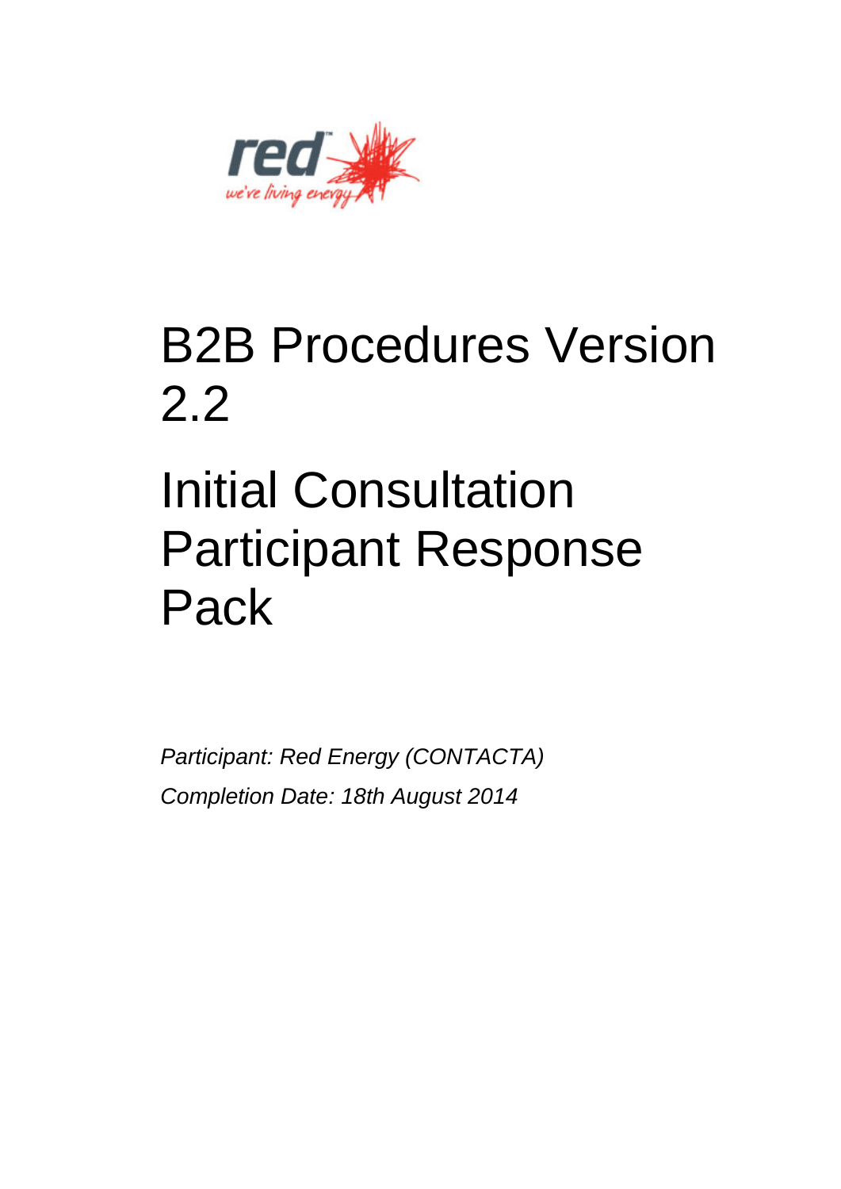# B2B Procedures Version 2.2

# Initial Consultation Participant Response Pack

*Participant: Red Energy (CONTACTA)*

*Completion Date: 18th August 2014*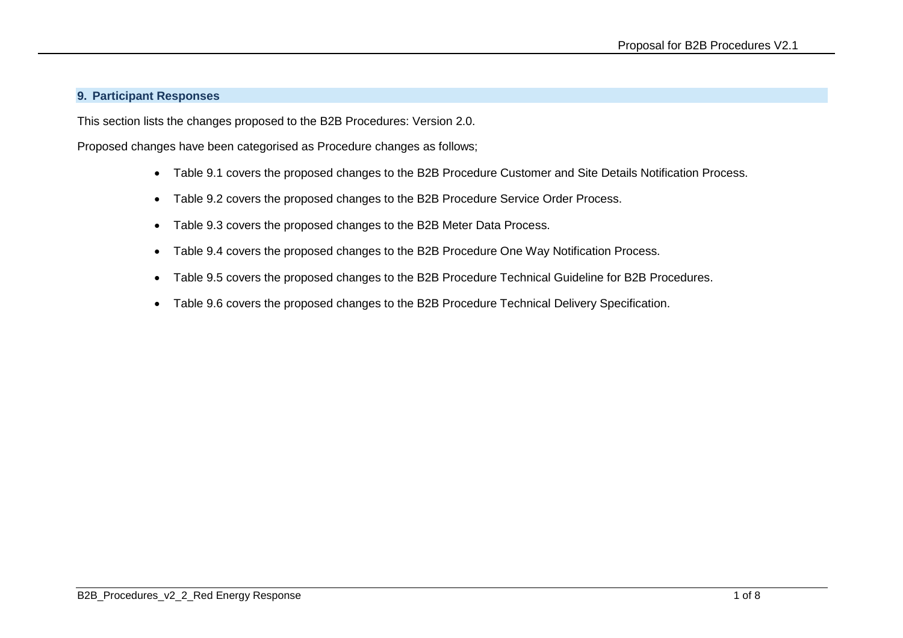## 9. Participant Responses

This section lists the changes proposed to the B2B Procedures: Version 2.0.

Proposed changes have been categorised as Procedure changes as follows;

- Table 9.1 covers the proposed changes to the B2B Procedure Customer and Site Details Notification Process.
- Table 9.2 covers the proposed changes to the B2B Procedure Service Order Process.
- Table 9.3 covers the proposed changes to the B2B Meter Data Process.
- Table 9.4 covers the proposed changes to the B2B Procedure One Way Notification Process.
- Table 9.5 covers the proposed changes to the B2B Procedure Technical Guideline for B2B Procedures.
- Table 9.6 covers the proposed changes to the B2B Procedure Technical Delivery Specification.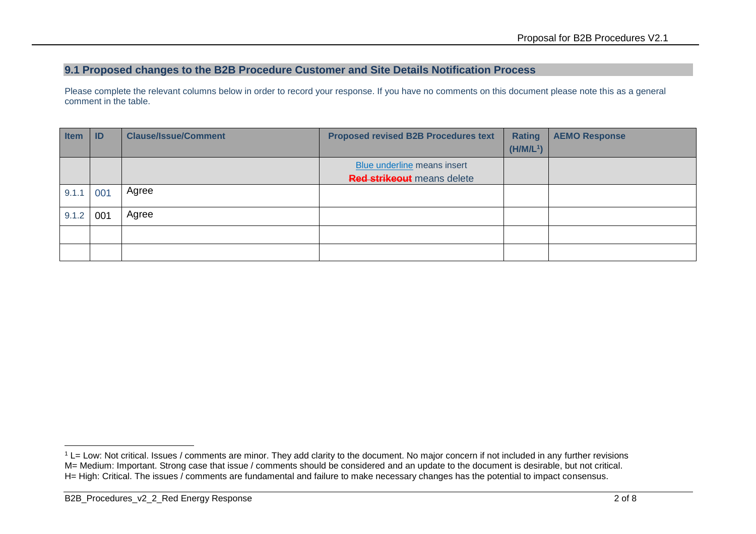## 9.1 Proposed changes to the B2B Procedure Customer and Site Details Notification Process

Please complete the relevant columns below in order to record your response. If you have no comments on this document please note this as a general comment in the table.

| Item | ID | Clause/Issue/Comment | Proposed revised B2B Procedures text | Rating (H/M/L[1]) | AEMO Response |
|---|---|---|---|---|---|
| | | | Blue underline means insert<br>~~Red strikeout~~ means delete | | |
| 9.1.1 | 001 | Agree | | | |
| 9.1.2 | 001 | Agree | | | |
| | | | | | |
| | | | | | |

[1] L= Low: Not critical. Issues / comments are minor. They add clarity to the document. No major concern if not included in any further revisions
M= Medium: Important. Strong case that issue / comments should be considered and an update to the document is desirable, but not critical.
H= High: Critical. The issues / comments are fundamental and failure to make necessary changes has the potential to impact consensus.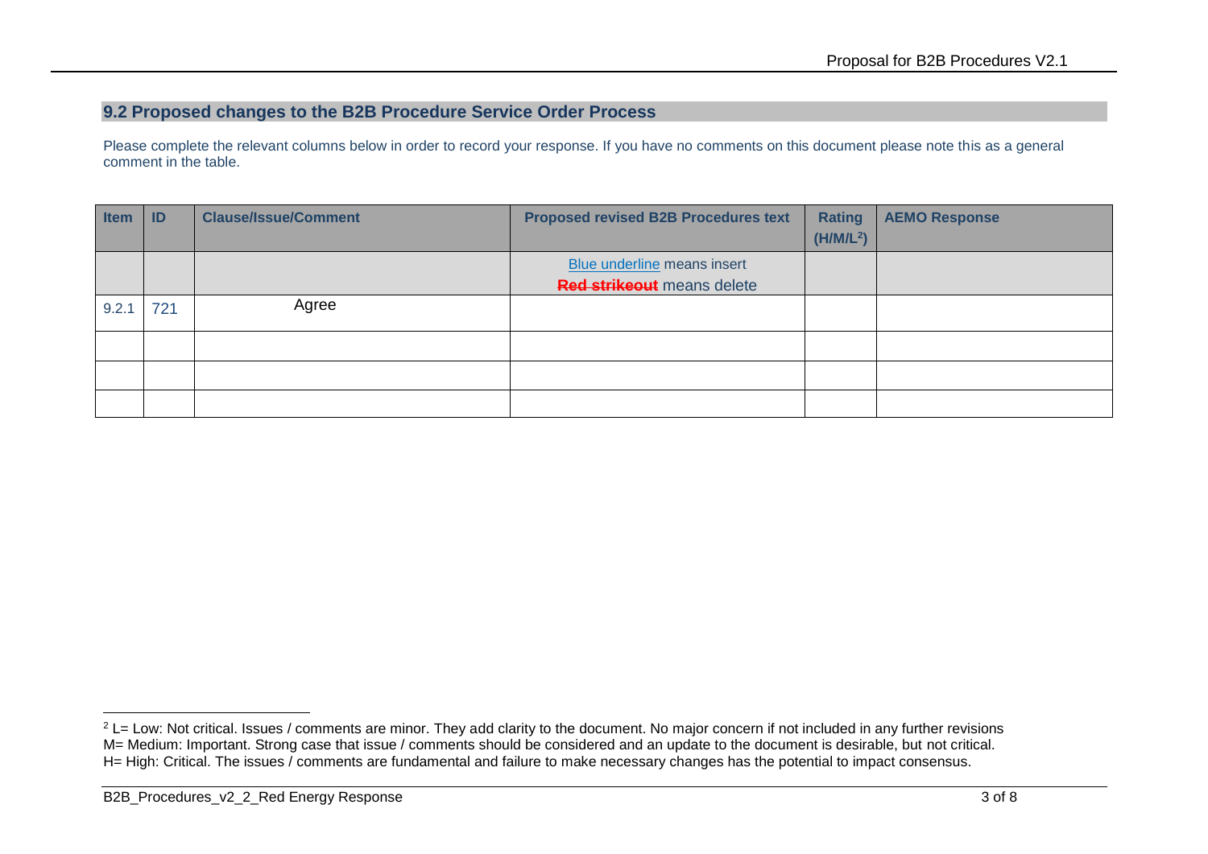## 9.2 Proposed changes to the B2B Procedure Service Order Process

Please complete the relevant columns below in order to record your response. If you have no comments on this document please note this as a general comment in the table.

| Item | ID | Clause/Issue/Comment | Proposed revised B2B Procedures text | Rating (H/M/L[2]) | AEMO Response |
|---|---|---|---|---|---|
| | | | Blue underline means insert<br>~~Red strikeout~~ means delete | | |
| 9.2.1 | 721 | Agree | | | |
| | | | | | |
| | | | | | |
| | | | | | |

[2] L= Low: Not critical. Issues / comments are minor. They add clarity to the document. No major concern if not included in any further revisions
M= Medium: Important. Strong case that issue / comments should be considered and an update to the document is desirable, but not critical.
H= High: Critical. The issues / comments are fundamental and failure to make necessary changes has the potential to impact consensus.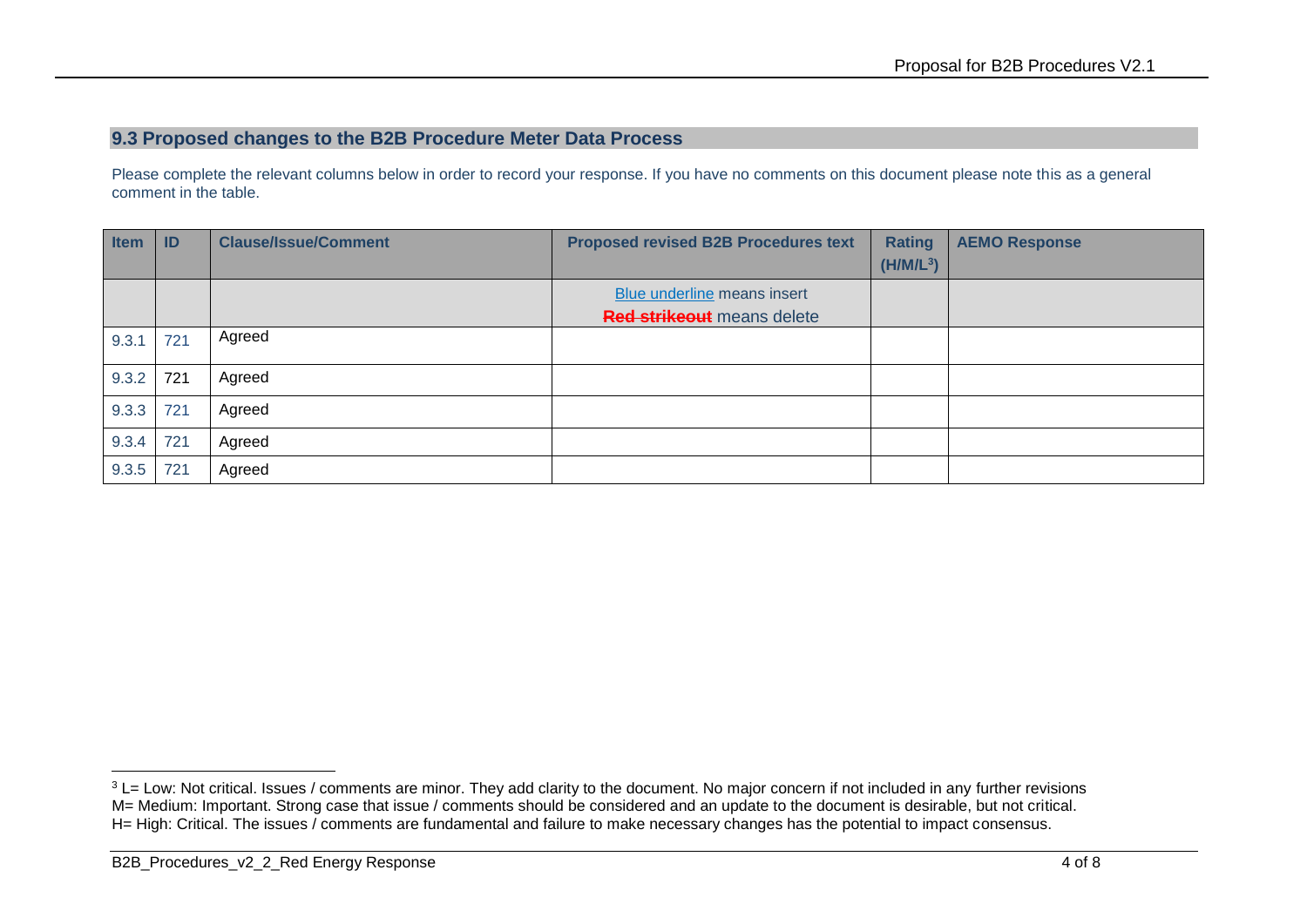## 9.3 Proposed changes to the B2B Procedure Meter Data Process

Please complete the relevant columns below in order to record your response. If you have no comments on this document please note this as a general comment in the table.

| Item | ID | Clause/Issue/Comment | Proposed revised B2B Procedures text | Rating (H/M/L[3]) | AEMO Response |
|---|---|---|---|---|---|
| | | | Blue underline means insert<br>~~Red strikeout~~ means delete | | |
| 9.3.1 | 721 | Agreed | | | |
| 9.3.2 | 721 | Agreed | | | |
| 9.3.3 | 721 | Agreed | | | |
| 9.3.4 | 721 | Agreed | | | |
| 9.3.5 | 721 | Agreed | | | |

[3] L= Low: Not critical. Issues / comments are minor. They add clarity to the document. No major concern if not included in any further revisions
M= Medium: Important. Strong case that issue / comments should be considered and an update to the document is desirable, but not critical.
H= High: Critical. The issues / comments are fundamental and failure to make necessary changes has the potential to impact consensus.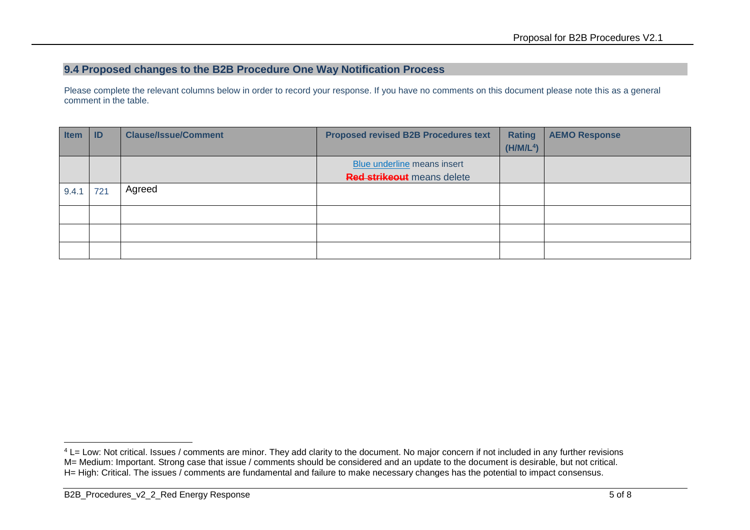## 9.4 Proposed changes to the B2B Procedure One Way Notification Process

Please complete the relevant columns below in order to record your response. If you have no comments on this document please note this as a general comment in the table.

| Item | ID | Clause/Issue/Comment | Proposed revised B2B Procedures text | Rating (H/M/L[4]) | AEMO Response |
|---|---|---|---|---|---|
| | | | Blue underline means insert<br>~~Red strikeout~~ means delete | | |
| 9.4.1 | 721 | Agreed | | | |
| | | | | | |
| | | | | | |
| | | | | | |

[4] L= Low: Not critical. Issues / comments are minor. They add clarity to the document. No major concern if not included in any further revisions
M= Medium: Important. Strong case that issue / comments should be considered and an update to the document is desirable, but not critical.
H= High: Critical. The issues / comments are fundamental and failure to make necessary changes has the potential to impact consensus.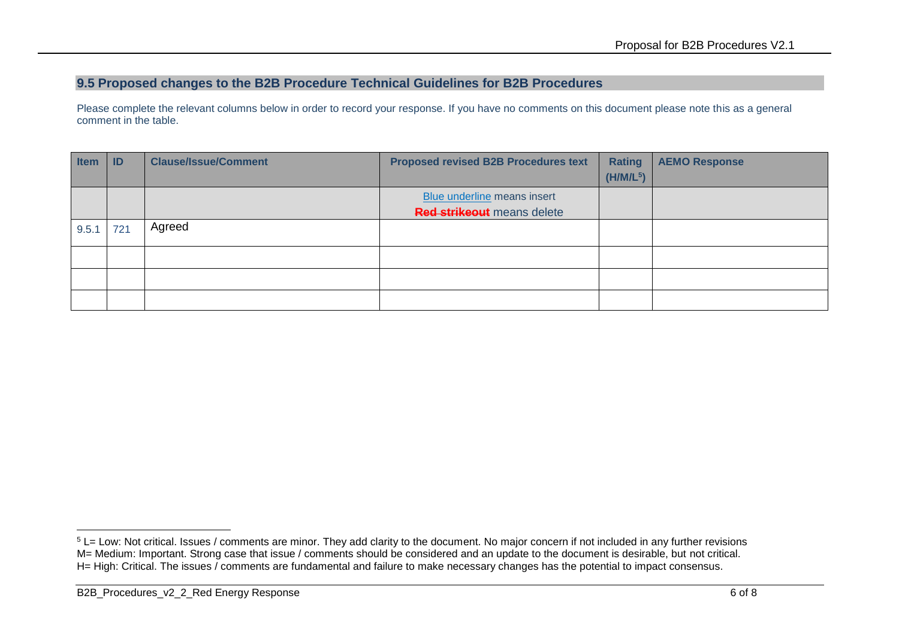## 9.5 Proposed changes to the B2B Procedure Technical Guidelines for B2B Procedures

Please complete the relevant columns below in order to record your response. If you have no comments on this document please note this as a general comment in the table.

| Item | ID | Clause/Issue/Comment | Proposed revised B2B Procedures text | Rating (H/M/L[5]) | AEMO Response |
|---|---|---|---|---|---|
| | | | Blue underline means insert<br>~~Red strikeout~~ means delete | | |
| 9.5.1 | 721 | Agreed | | | |
| | | | | | |
| | | | | | |
| | | | | | |

[5] L= Low: Not critical. Issues / comments are minor. They add clarity to the document. No major concern if not included in any further revisions
M= Medium: Important. Strong case that issue / comments should be considered and an update to the document is desirable, but not critical.
H= High: Critical. The issues / comments are fundamental and failure to make necessary changes has the potential to impact consensus.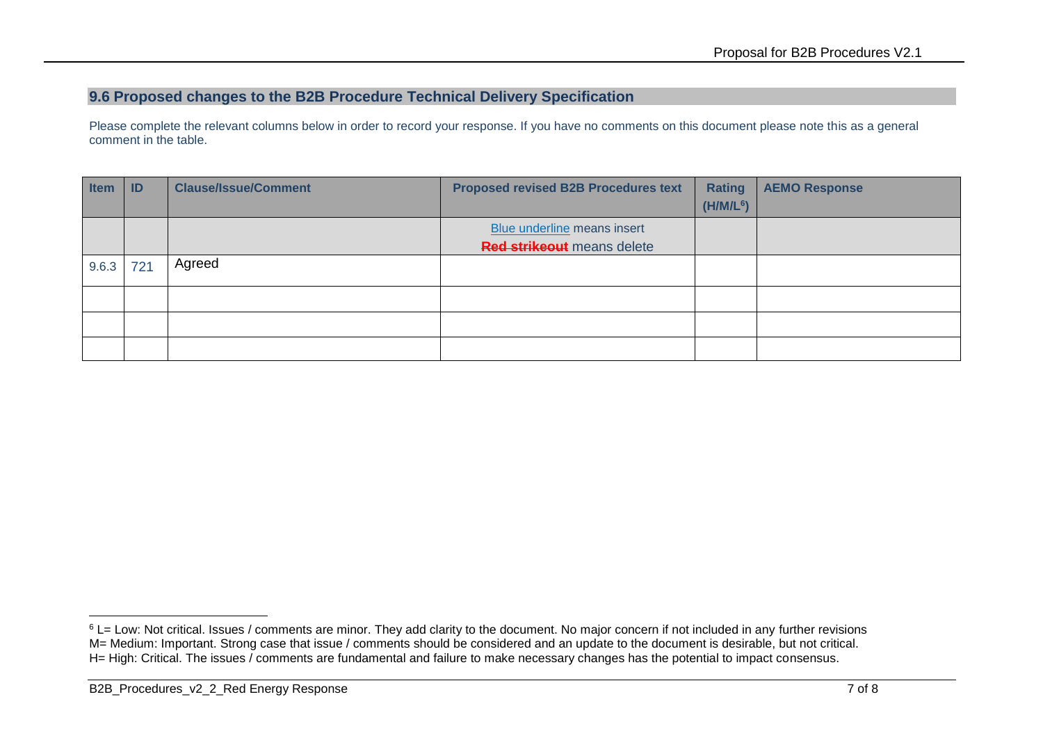## 9.6 Proposed changes to the B2B Procedure Technical Delivery Specification

Please complete the relevant columns below in order to record your response. If you have no comments on this document please note this as a general comment in the table.

| Item | ID | Clause/Issue/Comment | Proposed revised B2B Procedures text | Rating (H/M/L[6]) | AEMO Response |
|---|---|---|---|---|---|
| | | | Blue underline means insert<br>~~Red strikeout~~ means delete | | |
| 9.6.3 | 721 | Agreed | | | |
| | | | | | |
| | | | | | |
| | | | | | |

[6] L= Low: Not critical. Issues / comments are minor. They add clarity to the document. No major concern if not included in any further revisions
M= Medium: Important. Strong case that issue / comments should be considered and an update to the document is desirable, but not critical.
H= High: Critical. The issues / comments are fundamental and failure to make necessary changes has the potential to impact consensus.